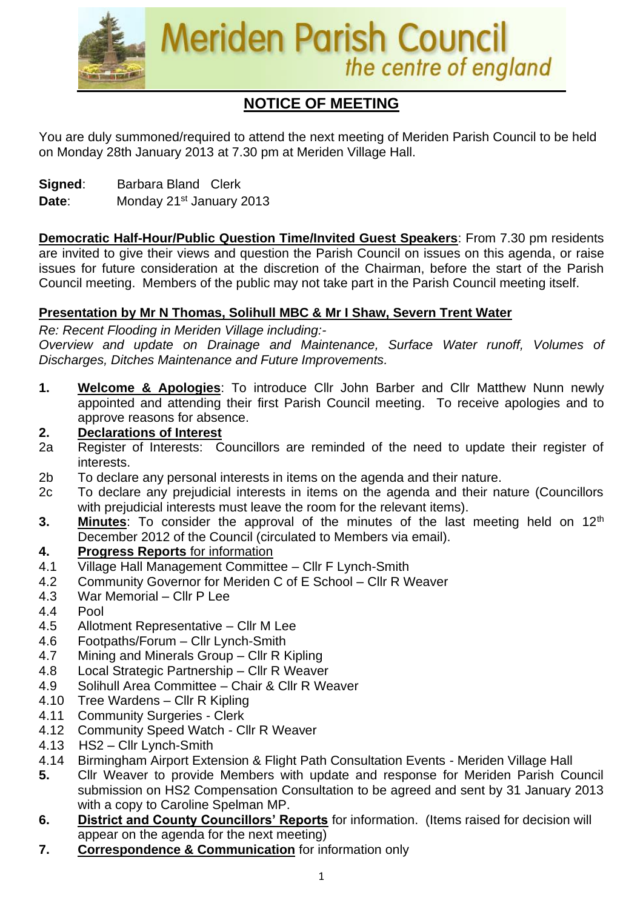# Meriden Parish Council
*the centre of england*

## NOTICE OF MEETING

You are duly summoned/required to attend the next meeting of Meriden Parish Council to be held on Monday 28th January 2013 at 7.30 pm at Meriden Village Hall.

**Signed**: Barbara Bland Clerk
**Date**: Monday 21st January 2013

**Democratic Half-Hour/Public Question Time/Invited Guest Speakers**: From 7.30 pm residents are invited to give their views and question the Parish Council on issues on this agenda, or raise issues for future consideration at the discretion of the Chairman, before the start of the Parish Council meeting. Members of the public may not take part in the Parish Council meeting itself.

**Presentation by Mr N Thomas, Solihull MBC & Mr I Shaw, Severn Trent Water**

*Re: Recent Flooding in Meriden Village including:-*
*Overview and update on Drainage and Maintenance, Surface Water runoff, Volumes of Discharges, Ditches Maintenance and Future Improvements.*

**1.** **Welcome & Apologies**: To introduce Cllr John Barber and Cllr Matthew Nunn newly appointed and attending their first Parish Council meeting. To receive apologies and to approve reasons for absence.

**2.** **Declarations of Interest**

2a Register of Interests: Councillors are reminded of the need to update their register of interests.

2b To declare any personal interests in items on the agenda and their nature.

2c To declare any prejudicial interests in items on the agenda and their nature (Councillors with prejudicial interests must leave the room for the relevant items).

**3.** **Minutes**: To consider the approval of the minutes of the last meeting held on 12th December 2012 of the Council (circulated to Members via email).

**4.** **Progress Reports** for information

4.1 Village Hall Management Committee – Cllr F Lynch-Smith
4.2 Community Governor for Meriden C of E School – Cllr R Weaver
4.3 War Memorial – Cllr P Lee
4.4 Pool
4.5 Allotment Representative – Cllr M Lee
4.6 Footpaths/Forum – Cllr Lynch-Smith
4.7 Mining and Minerals Group – Cllr R Kipling
4.8 Local Strategic Partnership – Cllr R Weaver
4.9 Solihull Area Committee – Chair & Cllr R Weaver
4.10 Tree Wardens – Cllr R Kipling
4.11 Community Surgeries - Clerk
4.12 Community Speed Watch - Cllr R Weaver
4.13 HS2 – Cllr Lynch-Smith
4.14 Birmingham Airport Extension & Flight Path Consultation Events - Meriden Village Hall

**5.** Cllr Weaver to provide Members with update and response for Meriden Parish Council submission on HS2 Compensation Consultation to be agreed and sent by 31 January 2013 with a copy to Caroline Spelman MP.

**6.** **District and County Councillors' Reports** for information. (Items raised for decision will appear on the agenda for the next meeting)

**7.** **Correspondence & Communication** for information only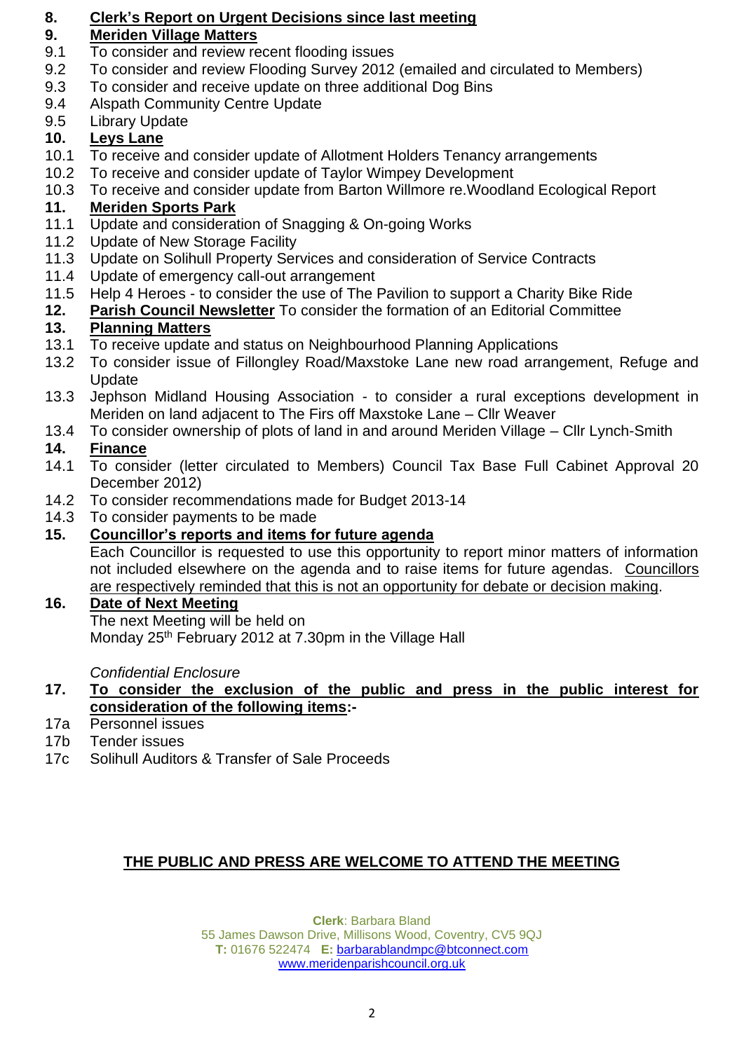**8. Clerk's Report on Urgent Decisions since last meeting**

**9. Meriden Village Matters**

9.1 To consider and review recent flooding issues
9.2 To consider and review Flooding Survey 2012 (emailed and circulated to Members)
9.3 To consider and receive update on three additional Dog Bins
9.4 Alspath Community Centre Update
9.5 Library Update

**10. Leys Lane**

10.1 To receive and consider update of Allotment Holders Tenancy arrangements
10.2 To receive and consider update of Taylor Wimpey Development
10.3 To receive and consider update from Barton Willmore re.Woodland Ecological Report

**11. Meriden Sports Park**

11.1 Update and consideration of Snagging & On-going Works
11.2 Update of New Storage Facility
11.3 Update on Solihull Property Services and consideration of Service Contracts
11.4 Update of emergency call-out arrangement
11.5 Help 4 Heroes - to consider the use of The Pavilion to support a Charity Bike Ride

**12. Parish Council Newsletter** To consider the formation of an Editorial Committee

**13. Planning Matters**

13.1 To receive update and status on Neighbourhood Planning Applications
13.2 To consider issue of Fillongley Road/Maxstoke Lane new road arrangement, Refuge and Update
13.3 Jephson Midland Housing Association - to consider a rural exceptions development in Meriden on land adjacent to The Firs off Maxstoke Lane – Cllr Weaver
13.4 To consider ownership of plots of land in and around Meriden Village – Cllr Lynch-Smith

**14. Finance**

14.1 To consider (letter circulated to Members) Council Tax Base Full Cabinet Approval 20 December 2012)
14.2 To consider recommendations made for Budget 2013-14
14.3 To consider payments to be made

**15. Councillor's reports and items for future agenda**

Each Councillor is requested to use this opportunity to report minor matters of information not included elsewhere on the agenda and to raise items for future agendas. Councillors are respectively reminded that this is not an opportunity for debate or decision making.

**16. Date of Next Meeting**

The next Meeting will be held on
Monday 25th February 2012 at 7.30pm in the Village Hall

*Confidential Enclosure*

**17. To consider the exclusion of the public and press in the public interest for consideration of the following items:-**

17a Personnel issues
17b Tender issues
17c Solihull Auditors & Transfer of Sale Proceeds

**THE PUBLIC AND PRESS ARE WELCOME TO ATTEND THE MEETING**

**Clerk**: Barbara Bland
55 James Dawson Drive, Millisons Wood, Coventry, CV5 9QJ
**T:** 01676 522474 **E:** barbarablandmpc@btconnect.com
www.meridenparishcouncil.org.uk